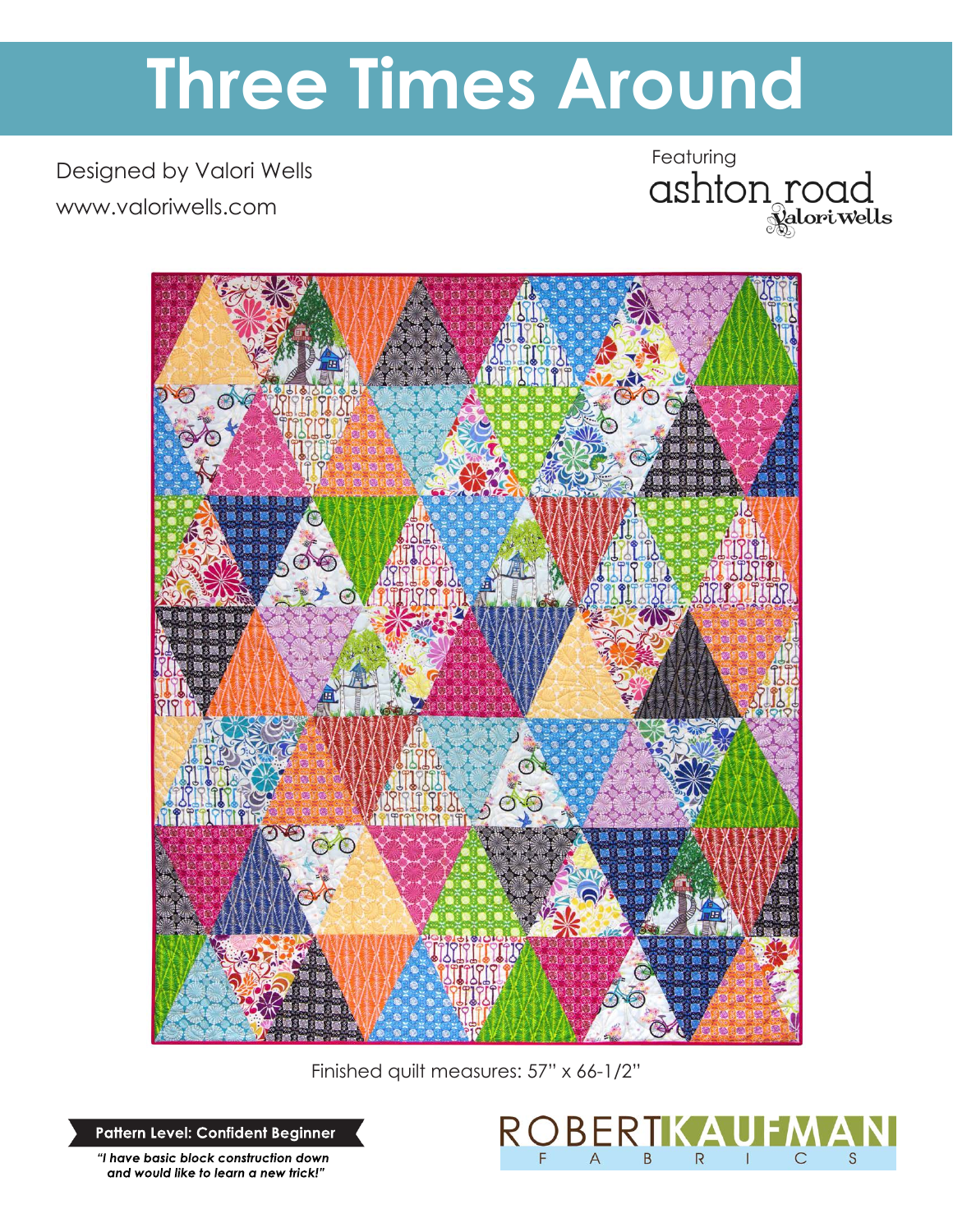# Three Times Around

Designed by Valori Wells

www.valoriwells.com

Featuring

ashton road

Valori Wells

Finished quilt measures: 57" x 66-1/2"

**Pattern Level: Confident Beginner**

*"I have basic block construction down and would like to learn a new trick!"*

ROBERT KAUFMAN

FABRICS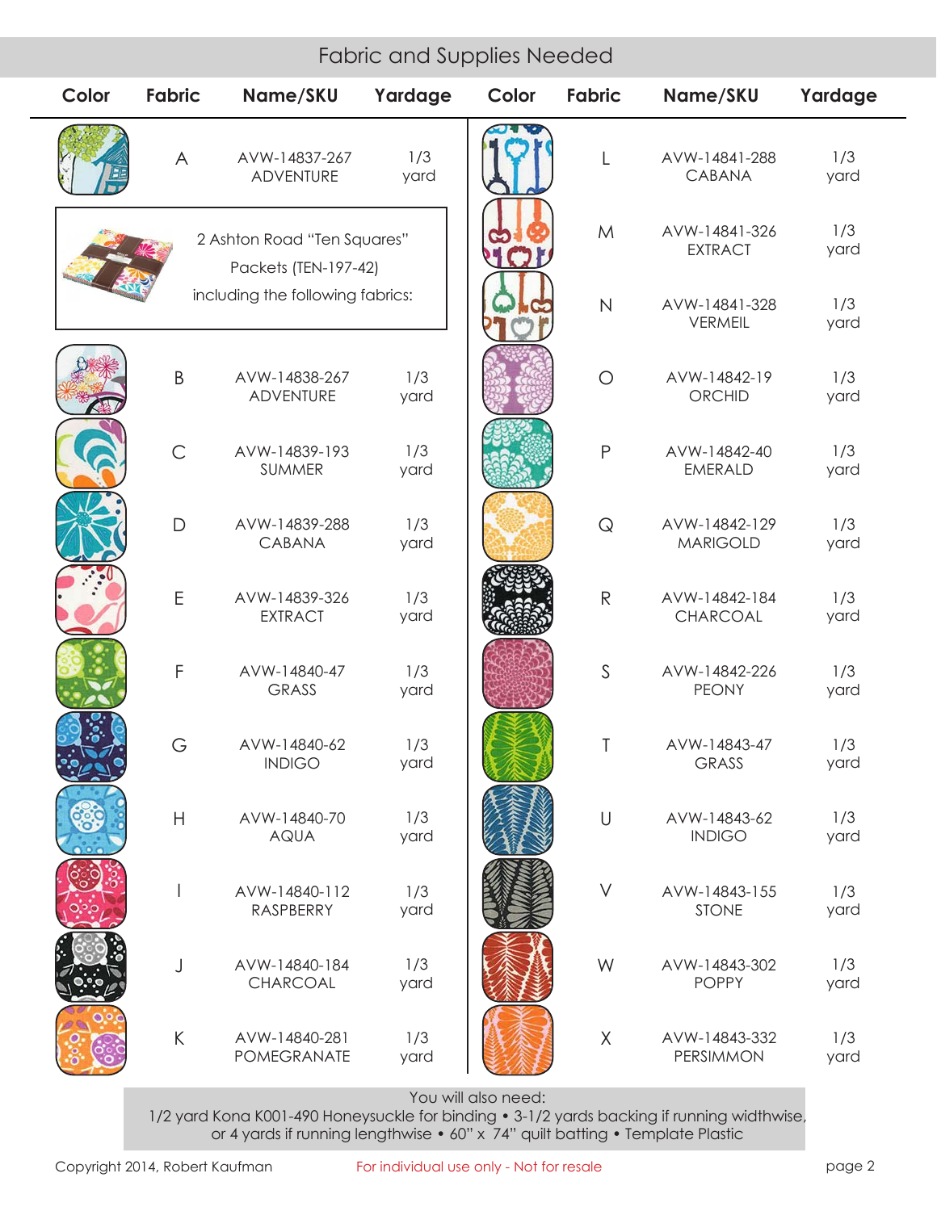## Fabric and Supplies Needed

| Color | Fabric | Name/SKU | Yardage | Color | Fabric | Name/SKU | Yardage |
|---|---|---|---|---|---|---|---|
| | A | AVW-14837-267 ADVENTURE | 1/3 yard | | L | AVW-14841-288 CABANA | 1/3 yard |
| 2 Ashton Road "Ten Squares" Packets (TEN-197-42) including the following fabrics: | | | | | M | AVW-14841-326 EXTRACT | 1/3 yard |
| | | | | | N | AVW-14841-328 VERMEIL | 1/3 yard |
| | B | AVW-14838-267 ADVENTURE | 1/3 yard | | O | AVW-14842-19 ORCHID | 1/3 yard |
| | C | AVW-14839-193 SUMMER | 1/3 yard | | P | AVW-14842-40 EMERALD | 1/3 yard |
| | D | AVW-14839-288 CABANA | 1/3 yard | | Q | AVW-14842-129 MARIGOLD | 1/3 yard |
| | E | AVW-14839-326 EXTRACT | 1/3 yard | | R | AVW-14842-184 CHARCOAL | 1/3 yard |
| | F | AVW-14840-47 GRASS | 1/3 yard | | S | AVW-14842-226 PEONY | 1/3 yard |
| | G | AVW-14840-62 INDIGO | 1/3 yard | | T | AVW-14843-47 GRASS | 1/3 yard |
| | H | AVW-14840-70 AQUA | 1/3 yard | | U | AVW-14843-62 INDIGO | 1/3 yard |
| | I | AVW-14840-112 RASPBERRY | 1/3 yard | | V | AVW-14843-155 STONE | 1/3 yard |
| | J | AVW-14840-184 CHARCOAL | 1/3 yard | | W | AVW-14843-302 POPPY | 1/3 yard |
| | K | AVW-14840-281 POMEGRANATE | 1/3 yard | | X | AVW-14843-332 PERSIMMON | 1/3 yard |

You will also need:
1/2 yard Kona K001-490 Honeysuckle for binding • 3-1/2 yards backing if running widthwise, or 4 yards if running lengthwise • 60" x 74" quilt batting • Template Plastic

Copyright 2014, Robert Kaufman  For individual use only - Not for resale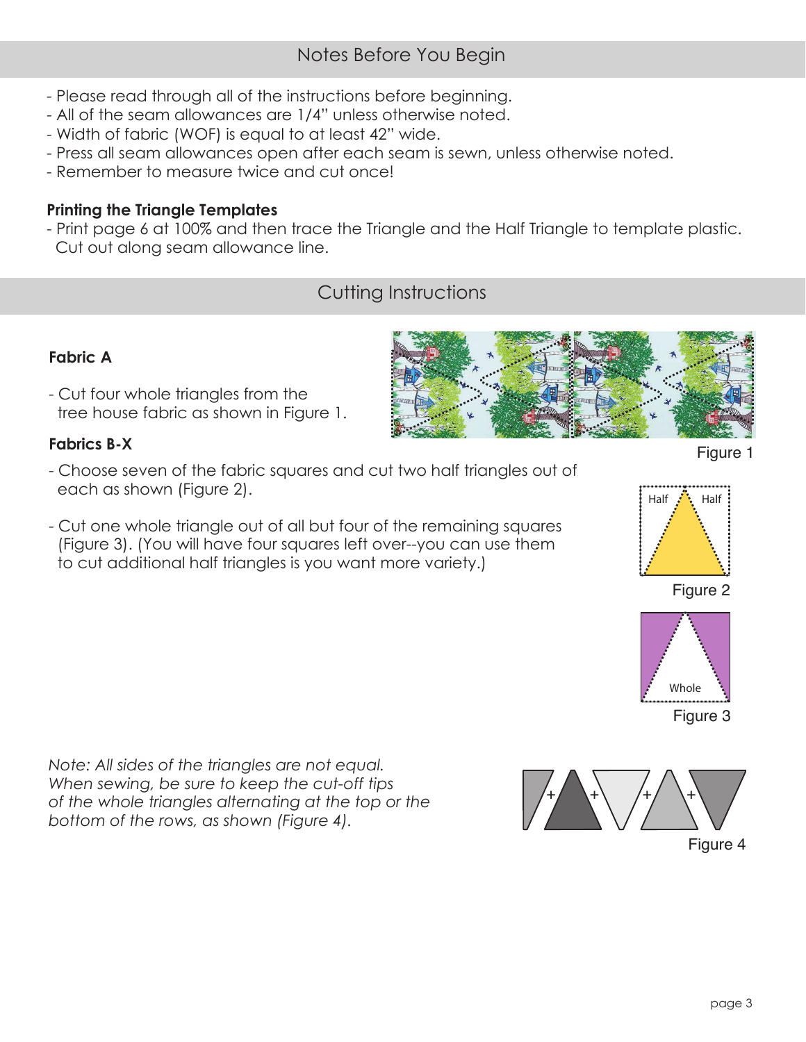## Notes Before You Begin

- Please read through all of the instructions before beginning.
- All of the seam allowances are 1/4" unless otherwise noted.
- Width of fabric (WOF) is equal to at least 42" wide.
- Press all seam allowances open after each seam is sewn, unless otherwise noted.
- Remember to measure twice and cut once!

**Printing the Triangle Templates**

- Print page 6 at 100% and then trace the Triangle and the Half Triangle to template plastic. Cut out along seam allowance line.

## Cutting Instructions

**Fabric A**

- Cut four whole triangles from the tree house fabric as shown in Figure 1.

Figure 1

**Fabrics B-X**

- Choose seven of the fabric squares and cut two half triangles out of each as shown (Figure 2).

- Cut one whole triangle out of all but four of the remaining squares (Figure 3). (You will have four squares left over--you can use them to cut additional half triangles is you want more variety.)

Half Half

Figure 2

Whole

Figure 3

*Note: All sides of the triangles are not equal. When sewing, be sure to keep the cut-off tips of the whole triangles alternating at the top or the bottom of the rows, as shown (Figure 4).*

Figure 4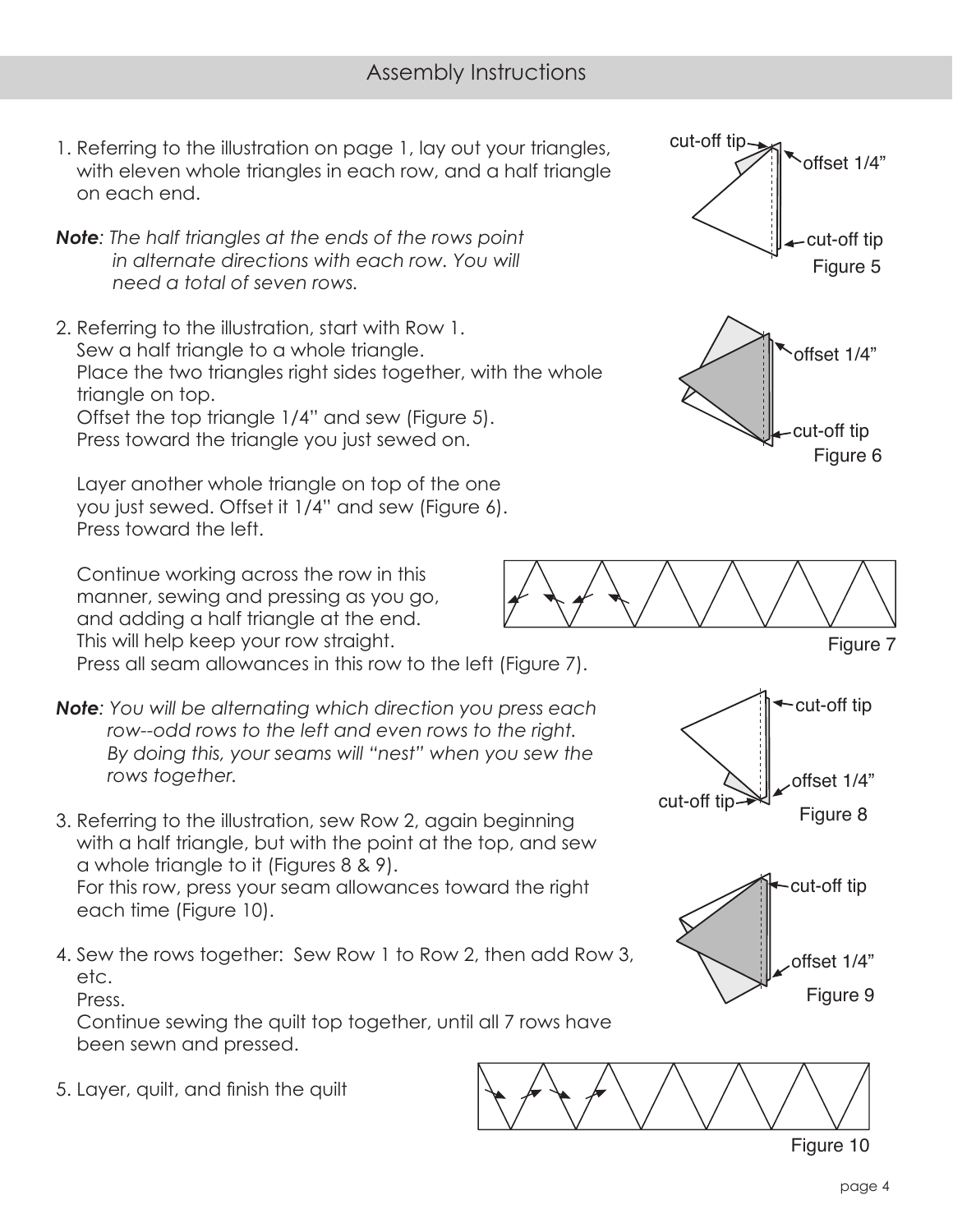## Assembly Instructions

1. Referring to the illustration on page 1, lay out your triangles, with eleven whole triangles in each row, and a half triangle on each end.

***Note****: The half triangles at the ends of the rows point in alternate directions with each row. You will need a total of seven rows.*

2. Referring to the illustration, start with Row 1.
   Sew a half triangle to a whole triangle.
   Place the two triangles right sides together, with the whole triangle on top.
   Offset the top triangle 1/4" and sew (Figure 5).
   Press toward the triangle you just sewed on.

   Layer another whole triangle on top of the one you just sewed. Offset it 1/4" and sew (Figure 6).
   Press toward the left.

   Continue working across the row in this manner, sewing and pressing as you go, and adding a half triangle at the end.
   This will help keep your row straight.
   Press all seam allowances in this row to the left (Figure 7).

***Note****: You will be alternating which direction you press each row--odd rows to the left and even rows to the right. By doing this, your seams will "nest" when you sew the rows together.*

3. Referring to the illustration, sew Row 2, again beginning with a half triangle, but with the point at the top, and sew a whole triangle to it (Figures 8 & 9).
   For this row, press your seam allowances toward the right each time (Figure 10).

4. Sew the rows together: Sew Row 1 to Row 2, then add Row 3, etc.
   Press.
   Continue sewing the quilt top together, until all 7 rows have been sewn and pressed.

5. Layer, quilt, and finish the quilt

cut-off tip, offset 1/4", cut-off tip
Figure 5

offset 1/4", cut-off tip
Figure 6

Figure 7

cut-off tip, offset 1/4", cut-off tip
Figure 8

cut-off tip, offset 1/4"
Figure 9

Figure 10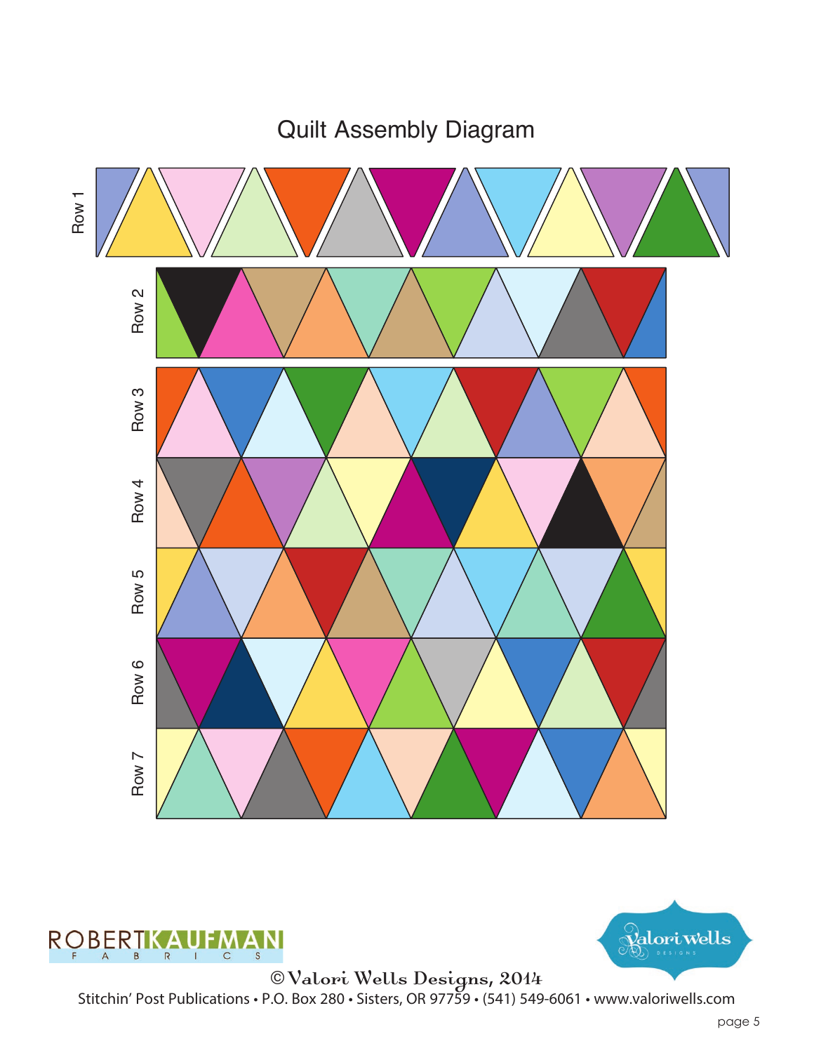# Quilt Assembly Diagram

Row 1

Row 2

Row 3

Row 4

Row 5

Row 6

Row 7

© Valori Wells Designs, 2014

Stitchin' Post Publications • P.O. Box 280 • Sisters, OR 97759 • (541) 549-6061 • www.valoriwells.com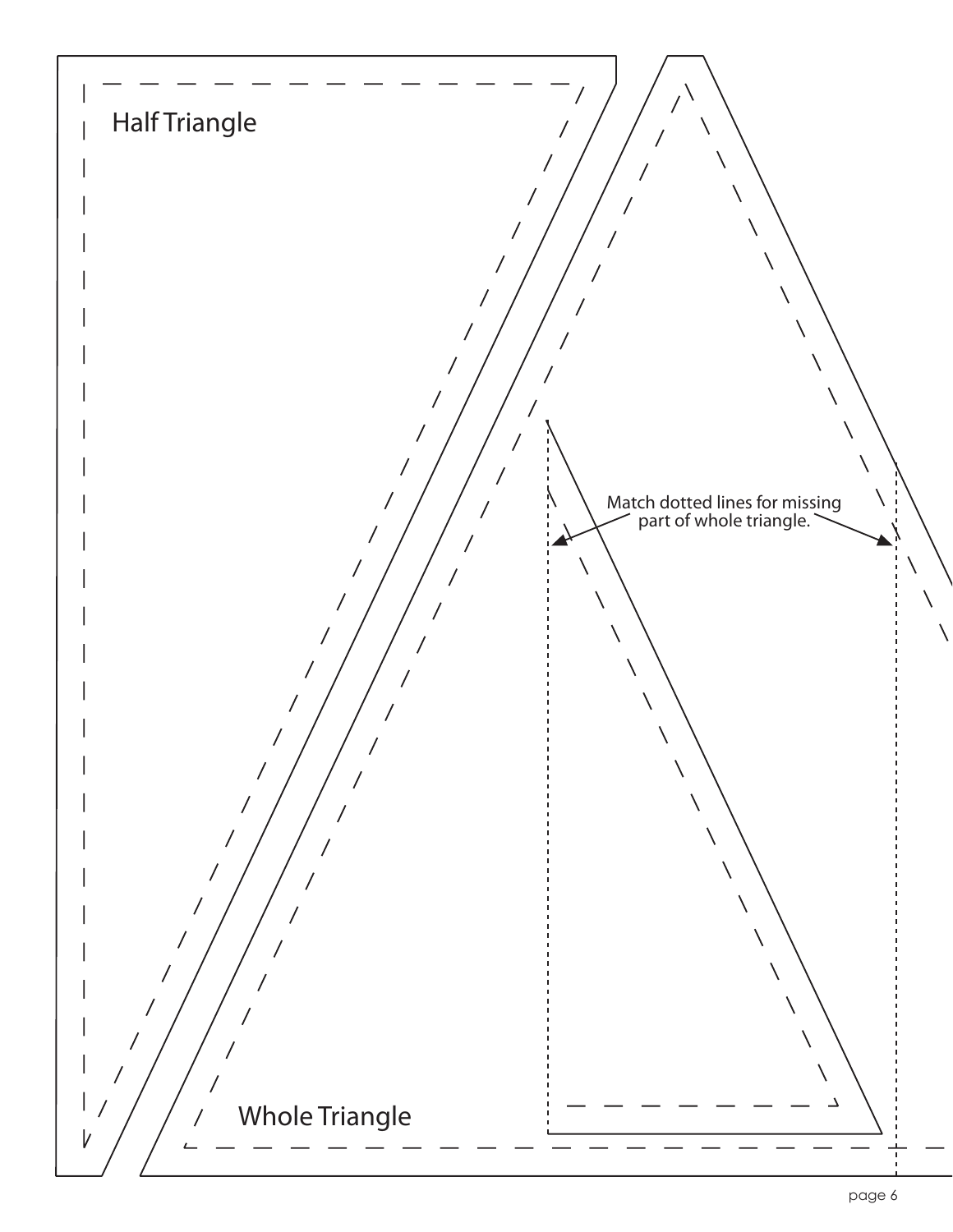Half Triangle

Match dotted lines for missing part of whole triangle.

Whole Triangle